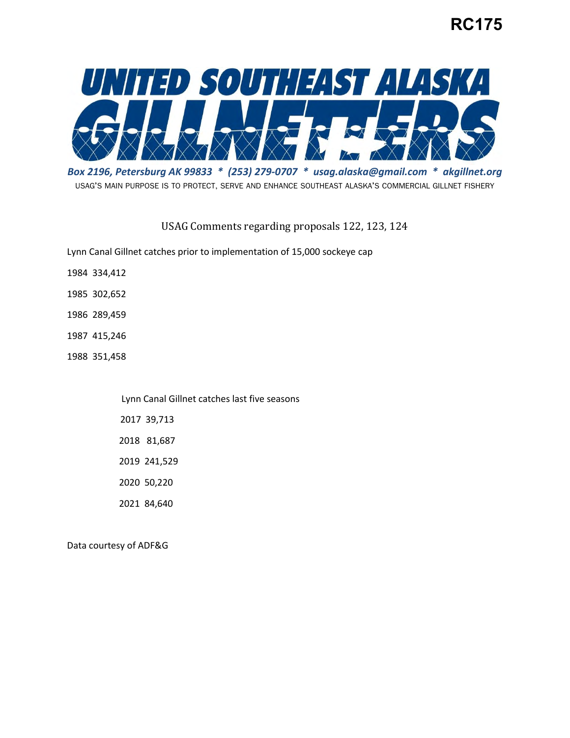RC175

# UNITED SOUTHEAST ALASKA GILLNETTERS

*Box 2196, Petersburg AK 99833 * (253) 279-0707 * usag.alaska@gmail.com * akgillnet.org*

USAG'S MAIN PURPOSE IS TO PROTECT, SERVE AND ENHANCE SOUTHEAST ALASKA'S COMMERCIAL GILLNET FISHERY

## USAG Comments regarding proposals 122, 123, 124

Lynn Canal Gillnet catches prior to implementation of 15,000 sockeye cap

1984 334,412

1985 302,652

1986 289,459

1987 415,246

1988 351,458

Lynn Canal Gillnet catches last five seasons

2017 39,713

2018 81,687

2019 241,529

2020 50,220

2021 84,640

Data courtesy of ADF&G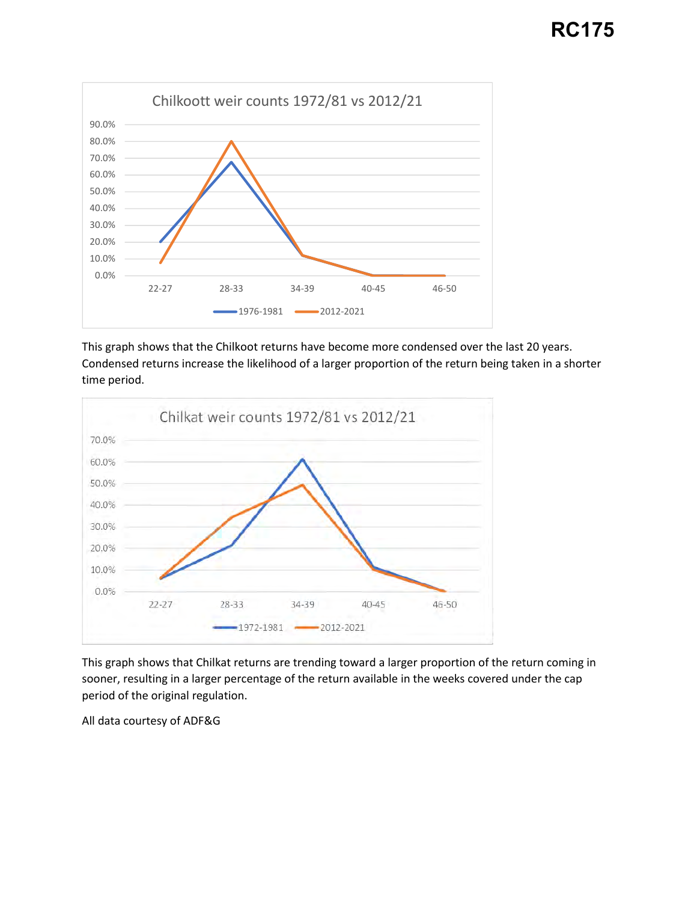# RC175

**Chilkoott weir counts 1972/81 vs 2012/21**

This graph shows that the Chilkoot returns have become more condensed over the last 20 years. Condensed returns increase the likelihood of a larger proportion of the return being taken in a shorter time period.

**Chilkat weir counts 1972/81 vs 2012/21**

This graph shows that Chilkat returns are trending toward a larger proportion of the return coming in sooner, resulting in a larger percentage of the return available in the weeks covered under the cap period of the original regulation.

All data courtesy of ADF&G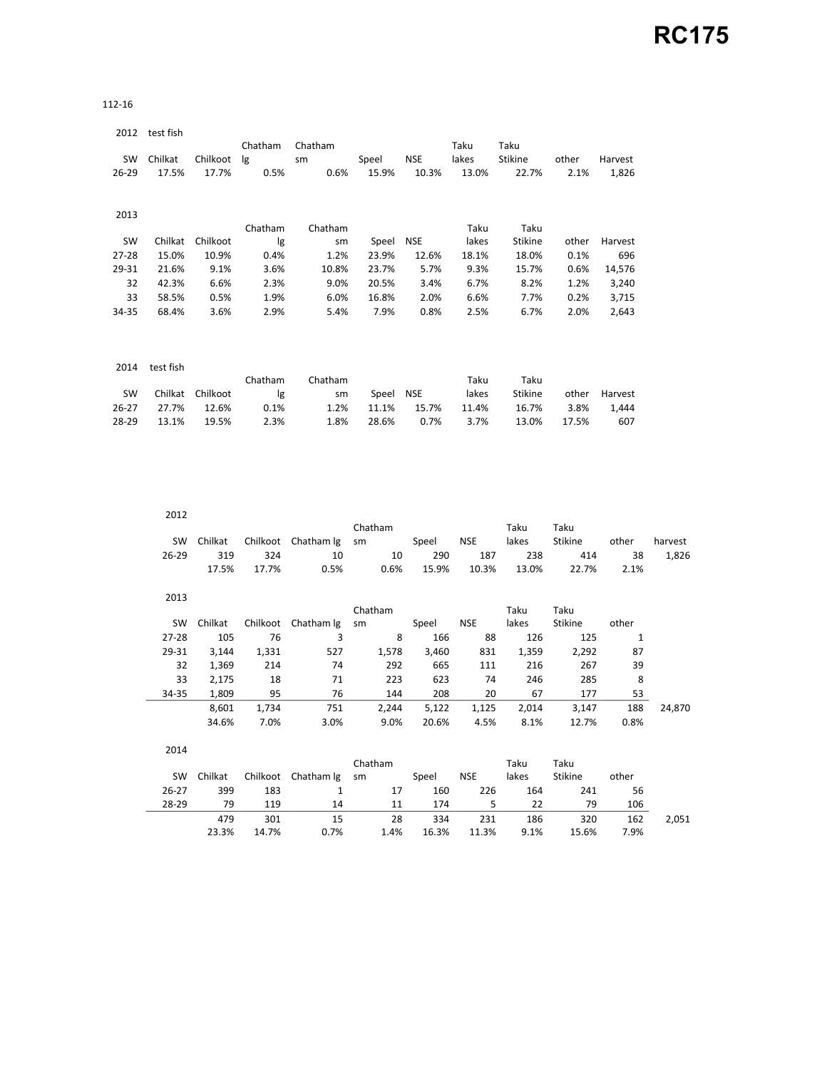# RC175

112-16

2012 test fish

| SW | Chilkat | Chilkoot | Chatham lg | Chatham sm | Speel | NSE | Taku lakes | Taku Stikine | other | Harvest |
|---|---|---|---|---|---|---|---|---|---|---|
| 26-29 | 17.5% | 17.7% | 0.5% | 0.6% | 15.9% | 10.3% | 13.0% | 22.7% | 2.1% | 1,826 |

2013

| SW | Chilkat | Chilkoot | Chatham lg | Chatham sm | Speel | NSE | Taku lakes | Taku Stikine | other | Harvest |
|---|---|---|---|---|---|---|---|---|---|---|
| 27-28 | 15.0% | 10.9% | 0.4% | 1.2% | 23.9% | 12.6% | 18.1% | 18.0% | 0.1% | 696 |
| 29-31 | 21.6% | 9.1% | 3.6% | 10.8% | 23.7% | 5.7% | 9.3% | 15.7% | 0.6% | 14,576 |
| 32 | 42.3% | 6.6% | 2.3% | 9.0% | 20.5% | 3.4% | 6.7% | 8.2% | 1.2% | 3,240 |
| 33 | 58.5% | 0.5% | 1.9% | 6.0% | 16.8% | 2.0% | 6.6% | 7.7% | 0.2% | 3,715 |
| 34-35 | 68.4% | 3.6% | 2.9% | 5.4% | 7.9% | 0.8% | 2.5% | 6.7% | 2.0% | 2,643 |

2014 test fish

| SW | Chilkat | Chilkoot | Chatham lg | Chatham sm | Speel | NSE | Taku lakes | Taku Stikine | other | Harvest |
|---|---|---|---|---|---|---|---|---|---|---|
| 26-27 | 27.7% | 12.6% | 0.1% | 1.2% | 11.1% | 15.7% | 11.4% | 16.7% | 3.8% | 1,444 |
| 28-29 | 13.1% | 19.5% | 2.3% | 1.8% | 28.6% | 0.7% | 3.7% | 13.0% | 17.5% | 607 |

2012

| SW | Chilkat | Chilkoot | Chatham lg | Chatham sm | Speel | NSE | Taku lakes | Taku Stikine | other | harvest |
|---|---|---|---|---|---|---|---|---|---|---|
| 26-29 | 319 | 324 | 10 | 10 | 290 | 187 | 238 | 414 | 38 | 1,826 |
| | 17.5% | 17.7% | 0.5% | 0.6% | 15.9% | 10.3% | 13.0% | 22.7% | 2.1% | |

2013

| SW | Chilkat | Chilkoot | Chatham lg | Chatham sm | Speel | NSE | Taku lakes | Taku Stikine | other | |
|---|---|---|---|---|---|---|---|---|---|---|
| 27-28 | 105 | 76 | 3 | 8 | 166 | 88 | 126 | 125 | 1 | |
| 29-31 | 3,144 | 1,331 | 527 | 1,578 | 3,460 | 831 | 1,359 | 2,292 | 87 | |
| 32 | 1,369 | 214 | 74 | 292 | 665 | 111 | 216 | 267 | 39 | |
| 33 | 2,175 | 18 | 71 | 223 | 623 | 74 | 246 | 285 | 8 | |
| 34-35 | 1,809 | 95 | 76 | 144 | 208 | 20 | 67 | 177 | 53 | |
| | 8,601 | 1,734 | 751 | 2,244 | 5,122 | 1,125 | 2,014 | 3,147 | 188 | 24,870 |
| | 34.6% | 7.0% | 3.0% | 9.0% | 20.6% | 4.5% | 8.1% | 12.7% | 0.8% | |

2014

| SW | Chilkat | Chilkoot | Chatham lg | Chatham sm | Speel | NSE | Taku lakes | Taku Stikine | other | |
|---|---|---|---|---|---|---|---|---|---|---|
| 26-27 | 399 | 183 | 1 | 17 | 160 | 226 | 164 | 241 | 56 | |
| 28-29 | 79 | 119 | 14 | 11 | 174 | 5 | 22 | 79 | 106 | |
| | 479 | 301 | 15 | 28 | 334 | 231 | 186 | 320 | 162 | 2,051 |
| | 23.3% | 14.7% | 0.7% | 1.4% | 16.3% | 11.3% | 9.1% | 15.6% | 7.9% | |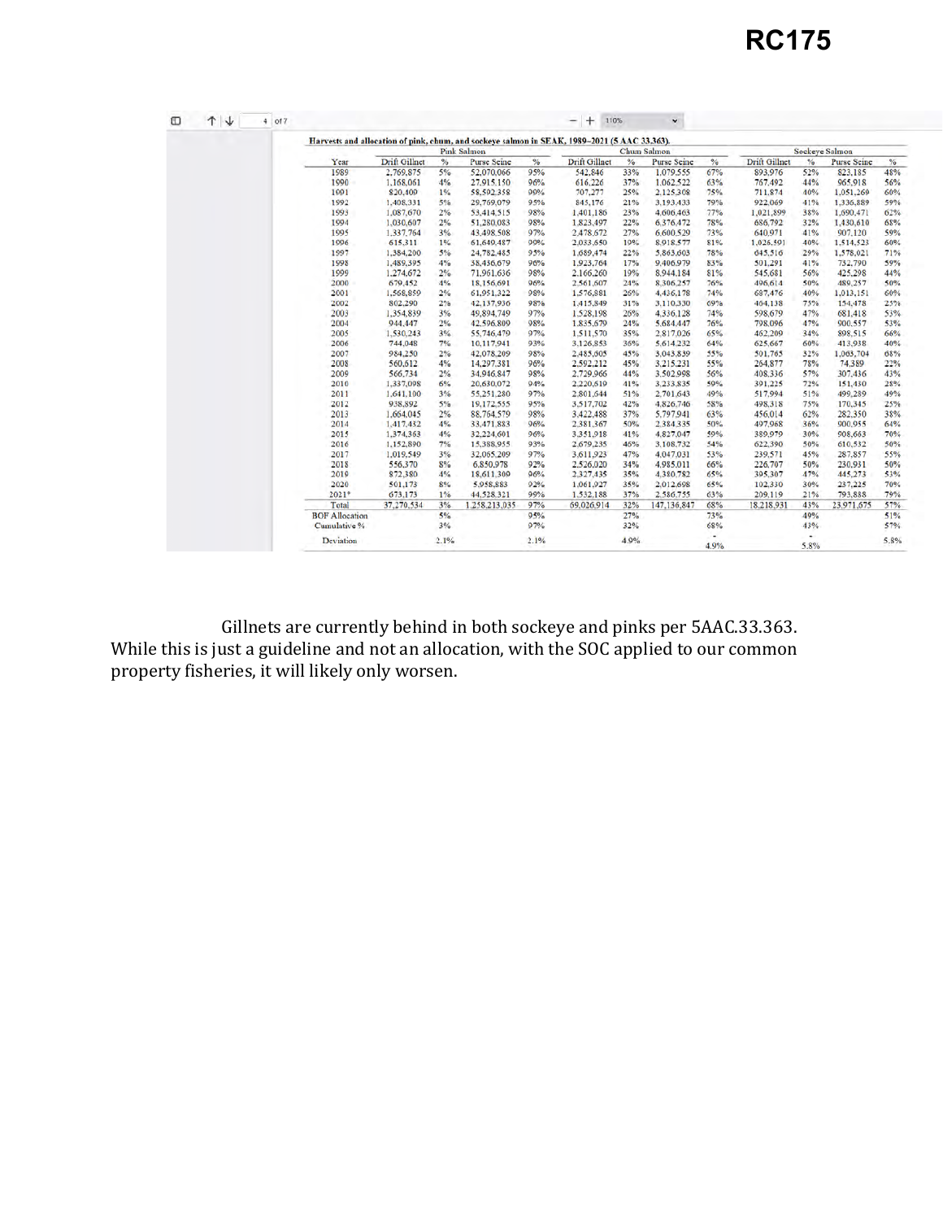# RC175

Harvests and allocation of pink, chum, and sockeye salmon in SEAK, 1989–2021 (5 AAC 33.363).

| | Pink Salmon | | | | Chum Salmon | | | | Sockeye Salmon | | | |
|---|---|---|---|---|---|---|---|---|---|---|---|---|
| Year | Drift Gillnet | % | Purse Seine | % | Drift Gillnet | % | Purse Seine | % | Drift Gillnet | % | Purse Seine | % |
| 1989 | 2,769,875 | 5% | 52,070,066 | 95% | 542,846 | 33% | 1,079,555 | 67% | 893,976 | 52% | 823,185 | 48% |
| 1990 | 1,168,061 | 4% | 27,915,150 | 96% | 616,226 | 37% | 1,062,522 | 63% | 767,492 | 44% | 965,918 | 56% |
| 1991 | 820,409 | 1% | 58,592,358 | 99% | 707,277 | 25% | 2,125,308 | 75% | 711,874 | 40% | 1,051,269 | 60% |
| 1992 | 1,408,331 | 5% | 29,769,079 | 95% | 845,176 | 21% | 3,193,433 | 79% | 922,069 | 41% | 1,336,889 | 59% |
| 1993 | 1,087,670 | 2% | 53,414,515 | 98% | 1,401,186 | 23% | 4,606,463 | 77% | 1,021,899 | 38% | 1,690,471 | 62% |
| 1994 | 1,030,607 | 2% | 51,280,083 | 98% | 1,823,497 | 22% | 6,376,472 | 78% | 686,792 | 32% | 1,430,610 | 68% |
| 1995 | 1,337,764 | 3% | 43,498,508 | 97% | 2,478,672 | 27% | 6,600,529 | 73% | 640,971 | 41% | 907,120 | 59% |
| 1996 | 615,311 | 1% | 61,649,487 | 99% | 2,033,650 | 19% | 8,918,577 | 81% | 1,026,591 | 40% | 1,514,523 | 60% |
| 1997 | 1,384,200 | 5% | 24,782,485 | 95% | 1,689,474 | 22% | 5,863,603 | 78% | 645,316 | 29% | 1,578,021 | 71% |
| 1998 | 1,489,395 | 4% | 38,436,679 | 96% | 1,923,764 | 17% | 9,406,979 | 83% | 501,291 | 41% | 732,790 | 59% |
| 1999 | 1,274,672 | 2% | 71,961,636 | 98% | 2,166,260 | 19% | 8,944,184 | 81% | 545,681 | 56% | 425,298 | 44% |
| 2000 | 679,452 | 4% | 18,156,691 | 96% | 2,561,607 | 24% | 8,306,257 | 76% | 496,614 | 50% | 489,257 | 50% |
| 2001 | 1,568,859 | 2% | 61,951,322 | 98% | 1,576,881 | 26% | 4,436,178 | 74% | 687,476 | 40% | 1,013,151 | 60% |
| 2002 | 802,290 | 2% | 42,137,936 | 98% | 1,415,849 | 31% | 3,110,330 | 69% | 464,138 | 75% | 154,478 | 25% |
| 2003 | 1,354,839 | 3% | 49,894,749 | 97% | 1,528,198 | 26% | 4,336,128 | 74% | 598,679 | 47% | 681,418 | 53% |
| 2004 | 944,447 | 2% | 42,596,809 | 98% | 1,835,679 | 24% | 5,684,447 | 76% | 798,096 | 47% | 900,557 | 53% |
| 2005 | 1,530,243 | 3% | 55,746,479 | 97% | 1,511,570 | 35% | 2,817,026 | 65% | 462,209 | 34% | 898,515 | 66% |
| 2006 | 744,048 | 7% | 10,117,941 | 93% | 3,126,853 | 36% | 5,614,232 | 64% | 625,667 | 60% | 413,938 | 40% |
| 2007 | 984,250 | 2% | 42,078,209 | 98% | 2,485,605 | 45% | 3,043,839 | 55% | 501,765 | 32% | 1,063,704 | 68% |
| 2008 | 560,612 | 4% | 14,297,381 | 96% | 2,592,212 | 45% | 3,215,231 | 55% | 264,877 | 78% | 74,389 | 22% |
| 2009 | 566,734 | 2% | 34,916,847 | 98% | 2,729,966 | 44% | 3,502,988 | 56% | 408,336 | 57% | 307,436 | 43% |
| 2010 | 1,337,098 | 6% | 20,630,072 | 94% | 2,220,619 | 41% | 3,233,835 | 59% | 391,225 | 72% | 151,430 | 28% |
| 2011 | 1,641,100 | 3% | 55,251,280 | 97% | 2,801,644 | 51% | 2,701,643 | 49% | 517,994 | 51% | 499,289 | 49% |
| 2012 | 938,892 | 5% | 19,172,555 | 95% | 3,517,702 | 42% | 4,826,746 | 58% | 498,318 | 75% | 170,345 | 25% |
| 2013 | 1,664,045 | 2% | 88,764,579 | 98% | 3,422,488 | 37% | 5,797,941 | 63% | 456,014 | 62% | 282,350 | 38% |
| 2014 | 1,417,432 | 4% | 33,471,883 | 96% | 2,381,367 | 50% | 2,384,335 | 50% | 497,968 | 36% | 900,955 | 64% |
| 2015 | 1,374,363 | 4% | 32,224,601 | 96% | 3,351,918 | 41% | 4,827,047 | 59% | 389,979 | 30% | 908,663 | 70% |
| 2016 | 1,152,890 | 7% | 15,388,955 | 93% | 2,679,235 | 46% | 3,108,732 | 54% | 622,390 | 50% | 610,532 | 50% |
| 2017 | 1,019,549 | 3% | 32,065,209 | 97% | 3,611,923 | 47% | 4,047,031 | 53% | 239,571 | 45% | 287,857 | 55% |
| 2018 | 556,370 | 8% | 6,850,978 | 92% | 2,526,020 | 34% | 4,985,011 | 66% | 226,707 | 50% | 230,931 | 50% |
| 2019 | 872,380 | 4% | 18,611,309 | 96% | 2,327,435 | 35% | 4,380,782 | 65% | 395,307 | 47% | 445,273 | 53% |
| 2020 | 501,173 | 8% | 5,958,883 | 92% | 1,061,927 | 35% | 2,012,698 | 65% | 102,330 | 30% | 237,225 | 70% |
| 2021* | 673,173 | 1% | 44,528,321 | 99% | 1,532,188 | 37% | 2,586,755 | 63% | 209,119 | 21% | 793,888 | 79% |
| Total | 37,270,534 | 3% | 1,258,213,035 | 97% | 69,026,914 | 32% | 147,136,847 | 68% | 18,218,931 | 43% | 23,971,675 | 57% |
| BOF Allocation | | 5% | | 95% | | 27% | | 73% | | 49% | | 51% |
| Cumulative % | | 3% | | 97% | | 32% | | 68% | | 43% | | 57% |
| Deviation | | 2.1% | | 2.1% | | 4.9% | | -4.9% | | -5.8% | | 5.8% |

Gillnets are currently behind in both sockeye and pinks per 5AAC.33.363. While this is just a guideline and not an allocation, with the SOC applied to our common property fisheries, it will likely only worsen.